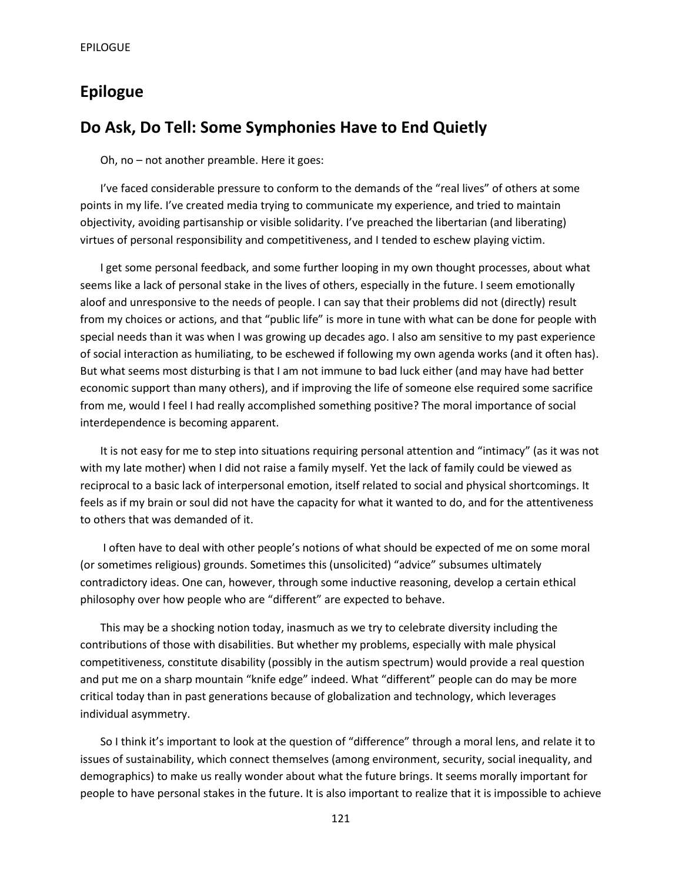# Epilogue

## Do Ask, Do Tell: Some Symphonies Have to End Quietly

Oh, no – not another preamble. Here it goes:

I've faced considerable pressure to conform to the demands of the "real lives" of others at some points in my life. I've created media trying to communicate my experience, and tried to maintain objectivity, avoiding partisanship or visible solidarity. I've preached the libertarian (and liberating) virtues of personal responsibility and competitiveness, and I tended to eschew playing victim.

I get some personal feedback, and some further looping in my own thought processes, about what seems like a lack of personal stake in the lives of others, especially in the future. I seem emotionally aloof and unresponsive to the needs of people. I can say that their problems did not (directly) result from my choices or actions, and that "public life" is more in tune with what can be done for people with special needs than it was when I was growing up decades ago. I also am sensitive to my past experience of social interaction as humiliating, to be eschewed if following my own agenda works (and it often has). But what seems most disturbing is that I am not immune to bad luck either (and may have had better economic support than many others), and if improving the life of someone else required some sacrifice from me, would I feel I had really accomplished something positive? The moral importance of social interdependence is becoming apparent.

It is not easy for me to step into situations requiring personal attention and "intimacy" (as it was not with my late mother) when I did not raise a family myself. Yet the lack of family could be viewed as reciprocal to a basic lack of interpersonal emotion, itself related to social and physical shortcomings. It feels as if my brain or soul did not have the capacity for what it wanted to do, and for the attentiveness to others that was demanded of it.

I often have to deal with other people's notions of what should be expected of me on some moral (or sometimes religious) grounds. Sometimes this (unsolicited) "advice" subsumes ultimately contradictory ideas. One can, however, through some inductive reasoning, develop a certain ethical philosophy over how people who are "different" are expected to behave.

This may be a shocking notion today, inasmuch as we try to celebrate diversity including the contributions of those with disabilities. But whether my problems, especially with male physical competitiveness, constitute disability (possibly in the autism spectrum) would provide a real question and put me on a sharp mountain "knife edge" indeed. What "different" people can do may be more critical today than in past generations because of globalization and technology, which leverages individual asymmetry.

So I think it's important to look at the question of "difference" through a moral lens, and relate it to issues of sustainability, which connect themselves (among environment, security, social inequality, and demographics) to make us really wonder about what the future brings. It seems morally important for people to have personal stakes in the future. It is also important to realize that it is impossible to achieve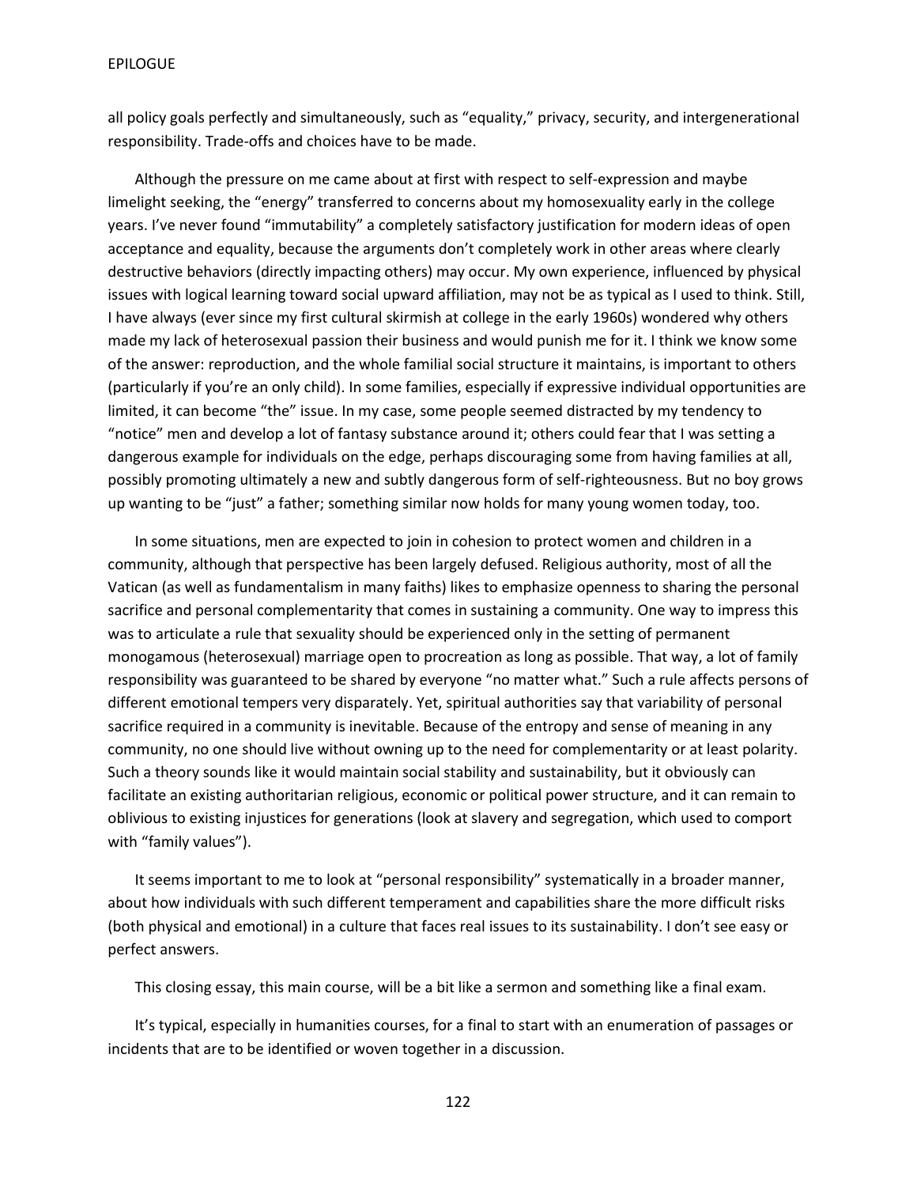all policy goals perfectly and simultaneously, such as "equality," privacy, security, and intergenerational responsibility. Trade-offs and choices have to be made.

Although the pressure on me came about at first with respect to self-expression and maybe limelight seeking, the "energy" transferred to concerns about my homosexuality early in the college years. I've never found "immutability" a completely satisfactory justification for modern ideas of open acceptance and equality, because the arguments don't completely work in other areas where clearly destructive behaviors (directly impacting others) may occur. My own experience, influenced by physical issues with logical learning toward social upward affiliation, may not be as typical as I used to think. Still, I have always (ever since my first cultural skirmish at college in the early 1960s) wondered why others made my lack of heterosexual passion their business and would punish me for it. I think we know some of the answer: reproduction, and the whole familial social structure it maintains, is important to others (particularly if you're an only child). In some families, especially if expressive individual opportunities are limited, it can become "the" issue. In my case, some people seemed distracted by my tendency to "notice" men and develop a lot of fantasy substance around it; others could fear that I was setting a dangerous example for individuals on the edge, perhaps discouraging some from having families at all, possibly promoting ultimately a new and subtly dangerous form of self-righteousness. But no boy grows up wanting to be "just" a father; something similar now holds for many young women today, too.

In some situations, men are expected to join in cohesion to protect women and children in a community, although that perspective has been largely defused. Religious authority, most of all the Vatican (as well as fundamentalism in many faiths) likes to emphasize openness to sharing the personal sacrifice and personal complementarity that comes in sustaining a community. One way to impress this was to articulate a rule that sexuality should be experienced only in the setting of permanent monogamous (heterosexual) marriage open to procreation as long as possible. That way, a lot of family responsibility was guaranteed to be shared by everyone "no matter what." Such a rule affects persons of different emotional tempers very disparately. Yet, spiritual authorities say that variability of personal sacrifice required in a community is inevitable. Because of the entropy and sense of meaning in any community, no one should live without owning up to the need for complementarity or at least polarity. Such a theory sounds like it would maintain social stability and sustainability, but it obviously can facilitate an existing authoritarian religious, economic or political power structure, and it can remain to oblivious to existing injustices for generations (look at slavery and segregation, which used to comport with "family values").

It seems important to me to look at "personal responsibility" systematically in a broader manner, about how individuals with such different temperament and capabilities share the more difficult risks (both physical and emotional) in a culture that faces real issues to its sustainability. I don't see easy or perfect answers.

This closing essay, this main course, will be a bit like a sermon and something like a final exam.

It's typical, especially in humanities courses, for a final to start with an enumeration of passages or incidents that are to be identified or woven together in a discussion.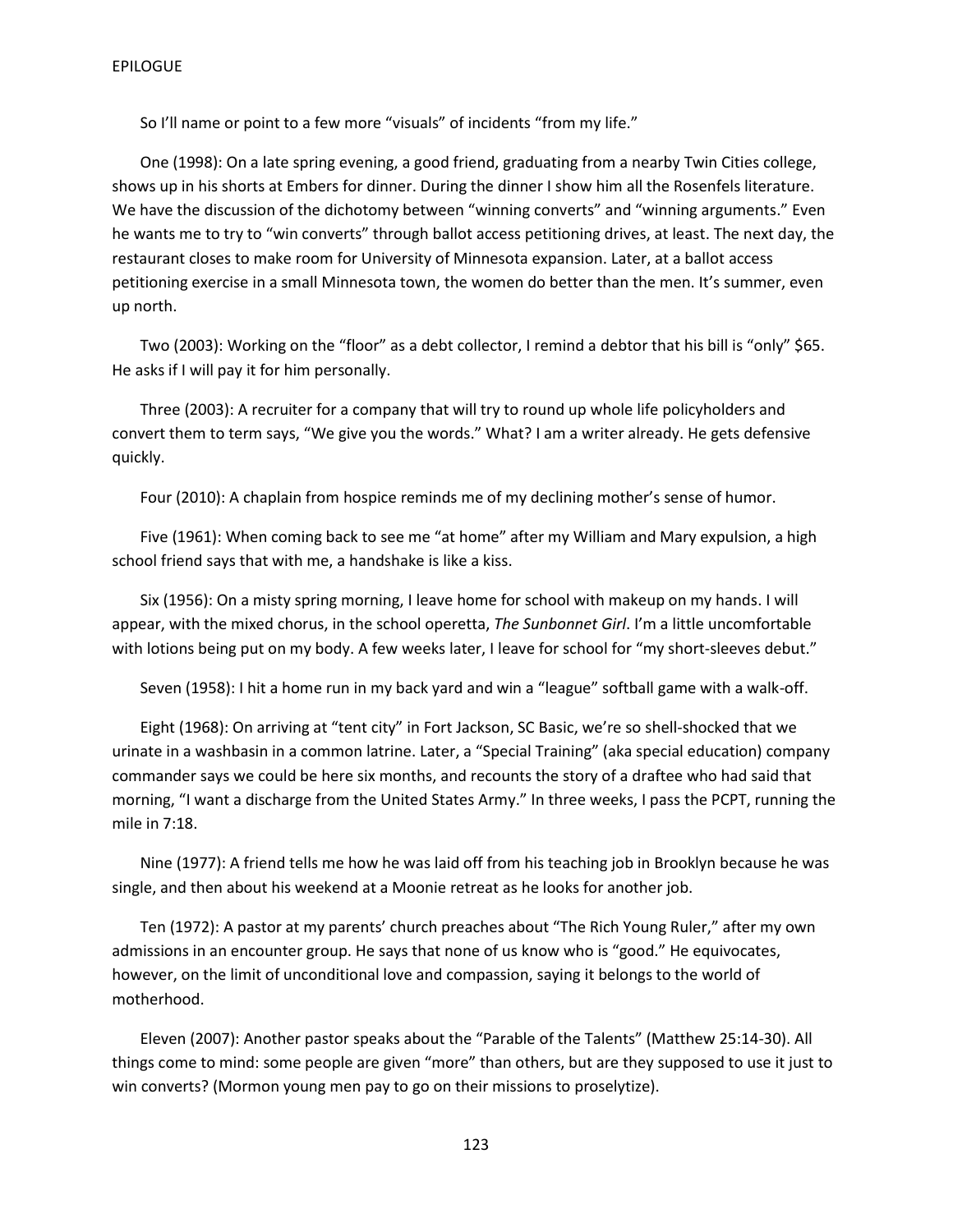So I'll name or point to a few more "visuals" of incidents "from my life."

One (1998): On a late spring evening, a good friend, graduating from a nearby Twin Cities college, shows up in his shorts at Embers for dinner. During the dinner I show him all the Rosenfels literature. We have the discussion of the dichotomy between "winning converts" and "winning arguments." Even he wants me to try to "win converts" through ballot access petitioning drives, at least. The next day, the restaurant closes to make room for University of Minnesota expansion. Later, at a ballot access petitioning exercise in a small Minnesota town, the women do better than the men. It's summer, even up north.

Two (2003): Working on the "floor" as a debt collector, I remind a debtor that his bill is "only" $65. He asks if I will pay it for him personally.

Three (2003): A recruiter for a company that will try to round up whole life policyholders and convert them to term says, "We give you the words." What? I am a writer already. He gets defensive quickly.

Four (2010): A chaplain from hospice reminds me of my declining mother's sense of humor.

Five (1961): When coming back to see me "at home" after my William and Mary expulsion, a high school friend says that with me, a handshake is like a kiss.

Six (1956): On a misty spring morning, I leave home for school with makeup on my hands. I will appear, with the mixed chorus, in the school operetta, *The Sunbonnet Girl*. I'm a little uncomfortable with lotions being put on my body. A few weeks later, I leave for school for "my short-sleeves debut."

Seven (1958): I hit a home run in my back yard and win a "league" softball game with a walk-off.

Eight (1968): On arriving at "tent city" in Fort Jackson, SC Basic, we're so shell-shocked that we urinate in a washbasin in a common latrine. Later, a "Special Training" (aka special education) company commander says we could be here six months, and recounts the story of a draftee who had said that morning, "I want a discharge from the United States Army." In three weeks, I pass the PCPT, running the mile in 7:18.

Nine (1977): A friend tells me how he was laid off from his teaching job in Brooklyn because he was single, and then about his weekend at a Moonie retreat as he looks for another job.

Ten (1972): A pastor at my parents' church preaches about "The Rich Young Ruler," after my own admissions in an encounter group. He says that none of us know who is "good." He equivocates, however, on the limit of unconditional love and compassion, saying it belongs to the world of motherhood.

Eleven (2007): Another pastor speaks about the "Parable of the Talents" (Matthew 25:14-30). All things come to mind: some people are given "more" than others, but are they supposed to use it just to win converts? (Mormon young men pay to go on their missions to proselytize).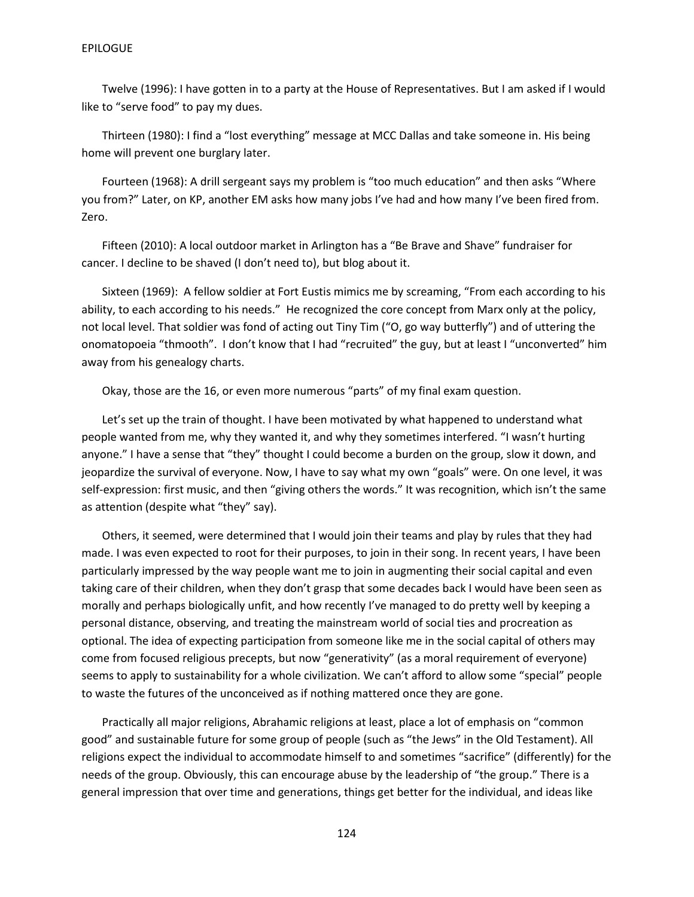Twelve (1996): I have gotten in to a party at the House of Representatives. But I am asked if I would like to "serve food" to pay my dues.

Thirteen (1980): I find a "lost everything" message at MCC Dallas and take someone in. His being home will prevent one burglary later.

Fourteen (1968): A drill sergeant says my problem is "too much education" and then asks "Where you from?" Later, on KP, another EM asks how many jobs I've had and how many I've been fired from. Zero.

Fifteen (2010): A local outdoor market in Arlington has a "Be Brave and Shave" fundraiser for cancer. I decline to be shaved (I don't need to), but blog about it.

Sixteen (1969): A fellow soldier at Fort Eustis mimics me by screaming, "From each according to his ability, to each according to his needs." He recognized the core concept from Marx only at the policy, not local level. That soldier was fond of acting out Tiny Tim ("O, go way butterfly") and of uttering the onomatopoeia "thmooth". I don't know that I had "recruited" the guy, but at least I "unconverted" him away from his genealogy charts.

Okay, those are the 16, or even more numerous "parts" of my final exam question.

Let's set up the train of thought. I have been motivated by what happened to understand what people wanted from me, why they wanted it, and why they sometimes interfered. "I wasn't hurting anyone." I have a sense that "they" thought I could become a burden on the group, slow it down, and jeopardize the survival of everyone. Now, I have to say what my own "goals" were. On one level, it was self-expression: first music, and then "giving others the words." It was recognition, which isn't the same as attention (despite what "they" say).

Others, it seemed, were determined that I would join their teams and play by rules that they had made. I was even expected to root for their purposes, to join in their song. In recent years, I have been particularly impressed by the way people want me to join in augmenting their social capital and even taking care of their children, when they don't grasp that some decades back I would have been seen as morally and perhaps biologically unfit, and how recently I've managed to do pretty well by keeping a personal distance, observing, and treating the mainstream world of social ties and procreation as optional. The idea of expecting participation from someone like me in the social capital of others may come from focused religious precepts, but now "generativity" (as a moral requirement of everyone) seems to apply to sustainability for a whole civilization. We can't afford to allow some "special" people to waste the futures of the unconceived as if nothing mattered once they are gone.

Practically all major religions, Abrahamic religions at least, place a lot of emphasis on "common good" and sustainable future for some group of people (such as "the Jews" in the Old Testament). All religions expect the individual to accommodate himself to and sometimes "sacrifice" (differently) for the needs of the group. Obviously, this can encourage abuse by the leadership of "the group." There is a general impression that over time and generations, things get better for the individual, and ideas like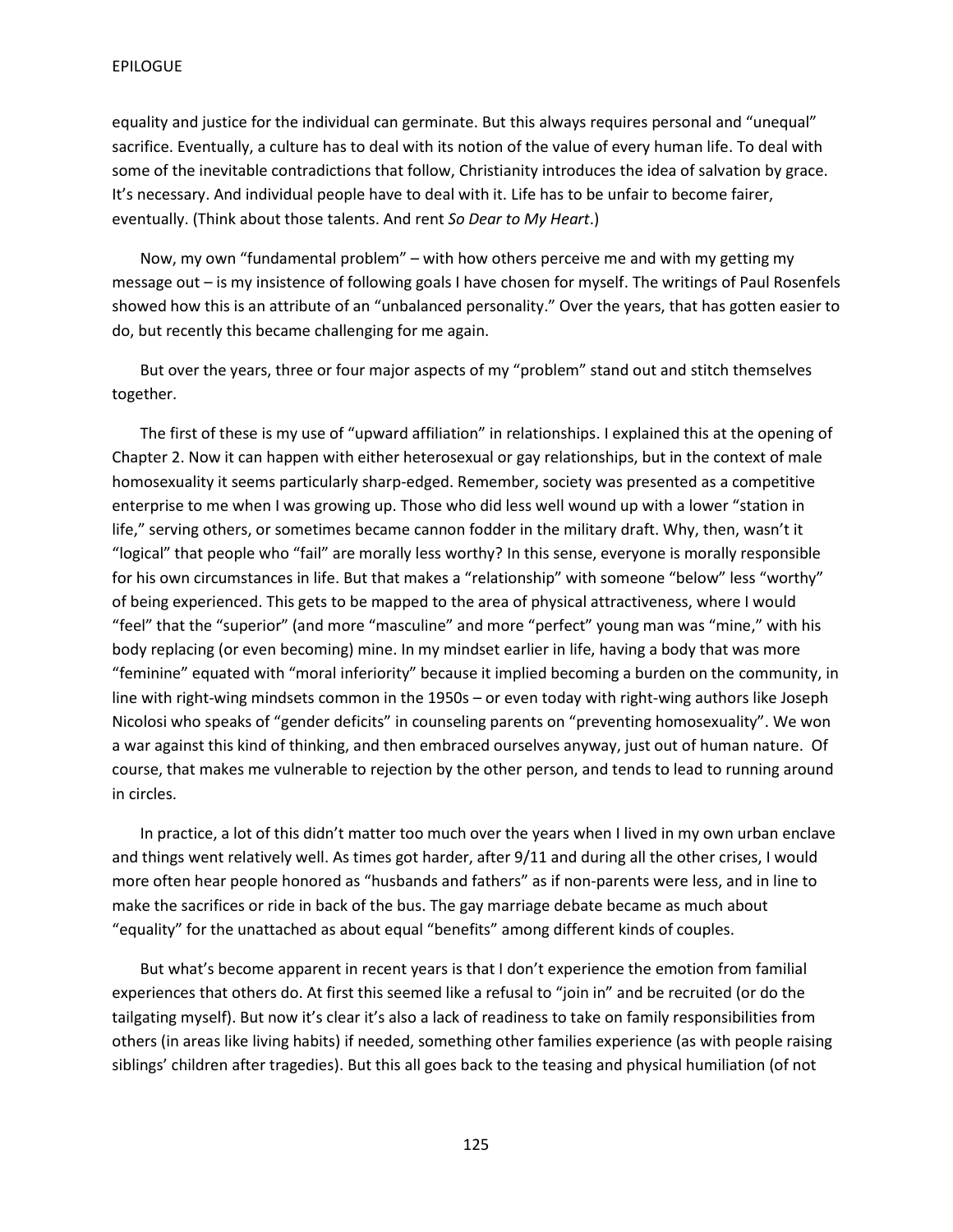equality and justice for the individual can germinate. But this always requires personal and "unequal" sacrifice. Eventually, a culture has to deal with its notion of the value of every human life. To deal with some of the inevitable contradictions that follow, Christianity introduces the idea of salvation by grace. It's necessary. And individual people have to deal with it. Life has to be unfair to become fairer, eventually. (Think about those talents. And rent *So Dear to My Heart*.)

Now, my own "fundamental problem" – with how others perceive me and with my getting my message out – is my insistence of following goals I have chosen for myself. The writings of Paul Rosenfels showed how this is an attribute of an "unbalanced personality." Over the years, that has gotten easier to do, but recently this became challenging for me again.

But over the years, three or four major aspects of my "problem" stand out and stitch themselves together.

The first of these is my use of "upward affiliation" in relationships. I explained this at the opening of Chapter 2. Now it can happen with either heterosexual or gay relationships, but in the context of male homosexuality it seems particularly sharp-edged. Remember, society was presented as a competitive enterprise to me when I was growing up. Those who did less well wound up with a lower "station in life," serving others, or sometimes became cannon fodder in the military draft. Why, then, wasn't it "logical" that people who "fail" are morally less worthy? In this sense, everyone is morally responsible for his own circumstances in life. But that makes a "relationship" with someone "below" less "worthy" of being experienced. This gets to be mapped to the area of physical attractiveness, where I would "feel" that the "superior" (and more "masculine" and more "perfect" young man was "mine," with his body replacing (or even becoming) mine. In my mindset earlier in life, having a body that was more "feminine" equated with "moral inferiority" because it implied becoming a burden on the community, in line with right-wing mindsets common in the 1950s – or even today with right-wing authors like Joseph Nicolosi who speaks of "gender deficits" in counseling parents on "preventing homosexuality". We won a war against this kind of thinking, and then embraced ourselves anyway, just out of human nature. Of course, that makes me vulnerable to rejection by the other person, and tends to lead to running around in circles.

In practice, a lot of this didn't matter too much over the years when I lived in my own urban enclave and things went relatively well. As times got harder, after 9/11 and during all the other crises, I would more often hear people honored as "husbands and fathers" as if non-parents were less, and in line to make the sacrifices or ride in back of the bus. The gay marriage debate became as much about "equality" for the unattached as about equal "benefits" among different kinds of couples.

But what's become apparent in recent years is that I don't experience the emotion from familial experiences that others do. At first this seemed like a refusal to "join in" and be recruited (or do the tailgating myself). But now it's clear it's also a lack of readiness to take on family responsibilities from others (in areas like living habits) if needed, something other families experience (as with people raising siblings' children after tragedies). But this all goes back to the teasing and physical humiliation (of not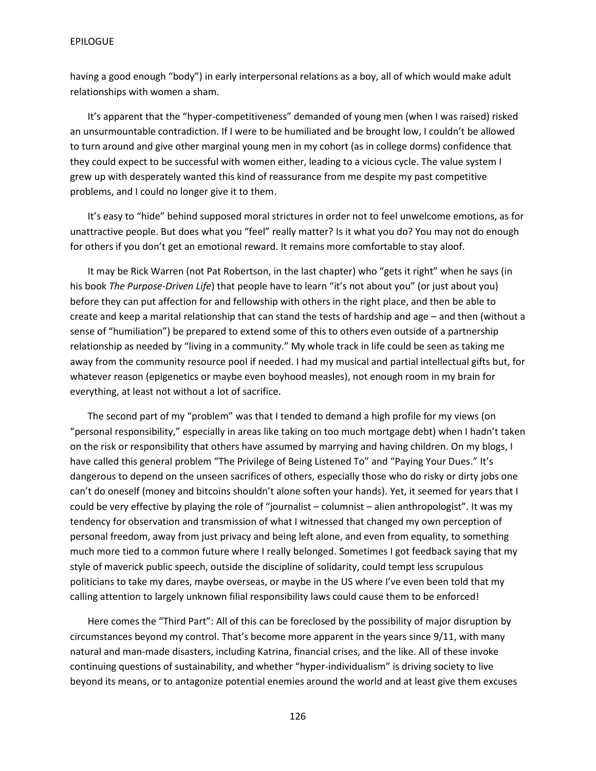having a good enough "body") in early interpersonal relations as a boy, all of which would make adult relationships with women a sham.

It's apparent that the "hyper-competitiveness" demanded of young men (when I was raised) risked an unsurmountable contradiction. If I were to be humiliated and be brought low, I couldn't be allowed to turn around and give other marginal young men in my cohort (as in college dorms) confidence that they could expect to be successful with women either, leading to a vicious cycle. The value system I grew up with desperately wanted this kind of reassurance from me despite my past competitive problems, and I could no longer give it to them.

It's easy to "hide" behind supposed moral strictures in order not to feel unwelcome emotions, as for unattractive people. But does what you "feel" really matter? Is it what you do? You may not do enough for others if you don't get an emotional reward. It remains more comfortable to stay aloof.

It may be Rick Warren (not Pat Robertson, in the last chapter) who "gets it right" when he says (in his book *The Purpose-Driven Life*) that people have to learn "it's not about you" (or just about you) before they can put affection for and fellowship with others in the right place, and then be able to create and keep a marital relationship that can stand the tests of hardship and age – and then (without a sense of "humiliation") be prepared to extend some of this to others even outside of a partnership relationship as needed by "living in a community." My whole track in life could be seen as taking me away from the community resource pool if needed. I had my musical and partial intellectual gifts but, for whatever reason (epigenetics or maybe even boyhood measles), not enough room in my brain for everything, at least not without a lot of sacrifice.

The second part of my "problem" was that I tended to demand a high profile for my views (on "personal responsibility," especially in areas like taking on too much mortgage debt) when I hadn't taken on the risk or responsibility that others have assumed by marrying and having children. On my blogs, I have called this general problem "The Privilege of Being Listened To" and "Paying Your Dues." It's dangerous to depend on the unseen sacrifices of others, especially those who do risky or dirty jobs one can't do oneself (money and bitcoins shouldn't alone soften your hands). Yet, it seemed for years that I could be very effective by playing the role of "journalist – columnist – alien anthropologist". It was my tendency for observation and transmission of what I witnessed that changed my own perception of personal freedom, away from just privacy and being left alone, and even from equality, to something much more tied to a common future where I really belonged. Sometimes I got feedback saying that my style of maverick public speech, outside the discipline of solidarity, could tempt less scrupulous politicians to take my dares, maybe overseas, or maybe in the US where I've even been told that my calling attention to largely unknown filial responsibility laws could cause them to be enforced!

Here comes the "Third Part": All of this can be foreclosed by the possibility of major disruption by circumstances beyond my control. That's become more apparent in the years since 9/11, with many natural and man-made disasters, including Katrina, financial crises, and the like. All of these invoke continuing questions of sustainability, and whether "hyper-individualism" is driving society to live beyond its means, or to antagonize potential enemies around the world and at least give them excuses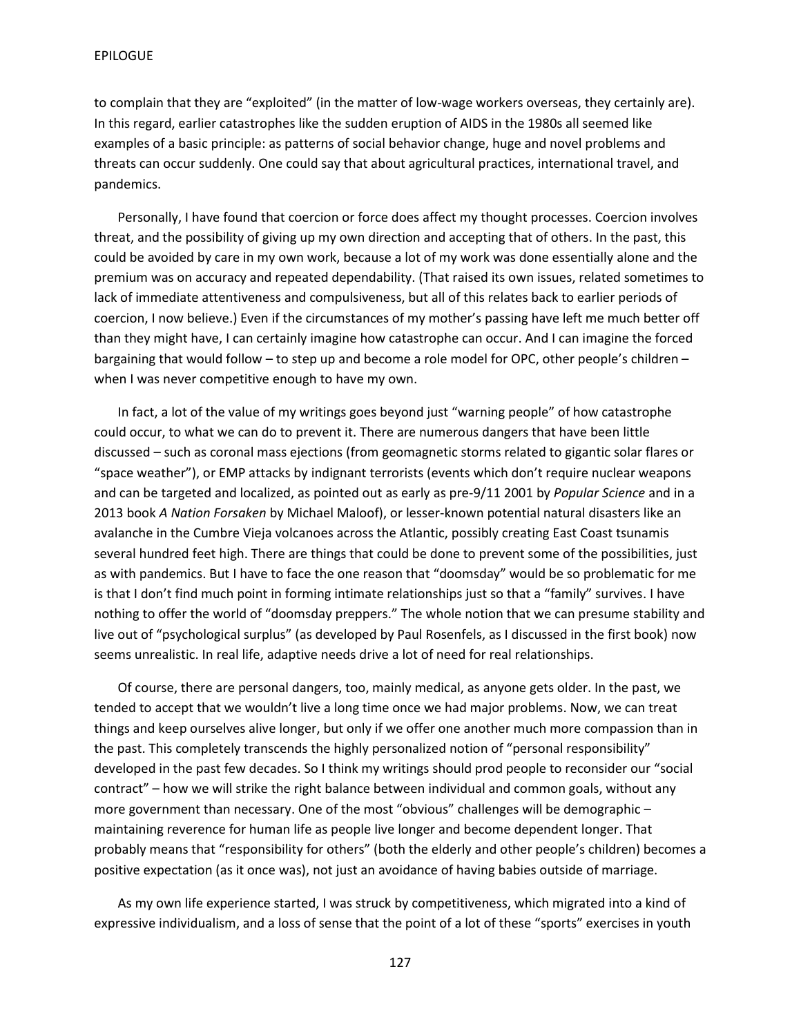to complain that they are "exploited" (in the matter of low-wage workers overseas, they certainly are). In this regard, earlier catastrophes like the sudden eruption of AIDS in the 1980s all seemed like examples of a basic principle: as patterns of social behavior change, huge and novel problems and threats can occur suddenly. One could say that about agricultural practices, international travel, and pandemics.

Personally, I have found that coercion or force does affect my thought processes. Coercion involves threat, and the possibility of giving up my own direction and accepting that of others. In the past, this could be avoided by care in my own work, because a lot of my work was done essentially alone and the premium was on accuracy and repeated dependability. (That raised its own issues, related sometimes to lack of immediate attentiveness and compulsiveness, but all of this relates back to earlier periods of coercion, I now believe.) Even if the circumstances of my mother's passing have left me much better off than they might have, I can certainly imagine how catastrophe can occur. And I can imagine the forced bargaining that would follow – to step up and become a role model for OPC, other people's children – when I was never competitive enough to have my own.

In fact, a lot of the value of my writings goes beyond just "warning people" of how catastrophe could occur, to what we can do to prevent it. There are numerous dangers that have been little discussed – such as coronal mass ejections (from geomagnetic storms related to gigantic solar flares or "space weather"), or EMP attacks by indignant terrorists (events which don't require nuclear weapons and can be targeted and localized, as pointed out as early as pre-9/11 2001 by *Popular Science* and in a 2013 book *A Nation Forsaken* by Michael Maloof), or lesser-known potential natural disasters like an avalanche in the Cumbre Vieja volcanoes across the Atlantic, possibly creating East Coast tsunamis several hundred feet high. There are things that could be done to prevent some of the possibilities, just as with pandemics. But I have to face the one reason that "doomsday" would be so problematic for me is that I don't find much point in forming intimate relationships just so that a "family" survives. I have nothing to offer the world of "doomsday preppers." The whole notion that we can presume stability and live out of "psychological surplus" (as developed by Paul Rosenfels, as I discussed in the first book) now seems unrealistic. In real life, adaptive needs drive a lot of need for real relationships.

Of course, there are personal dangers, too, mainly medical, as anyone gets older. In the past, we tended to accept that we wouldn't live a long time once we had major problems. Now, we can treat things and keep ourselves alive longer, but only if we offer one another much more compassion than in the past. This completely transcends the highly personalized notion of "personal responsibility" developed in the past few decades. So I think my writings should prod people to reconsider our "social contract" – how we will strike the right balance between individual and common goals, without any more government than necessary. One of the most "obvious" challenges will be demographic – maintaining reverence for human life as people live longer and become dependent longer. That probably means that "responsibility for others" (both the elderly and other people's children) becomes a positive expectation (as it once was), not just an avoidance of having babies outside of marriage.

As my own life experience started, I was struck by competitiveness, which migrated into a kind of expressive individualism, and a loss of sense that the point of a lot of these "sports" exercises in youth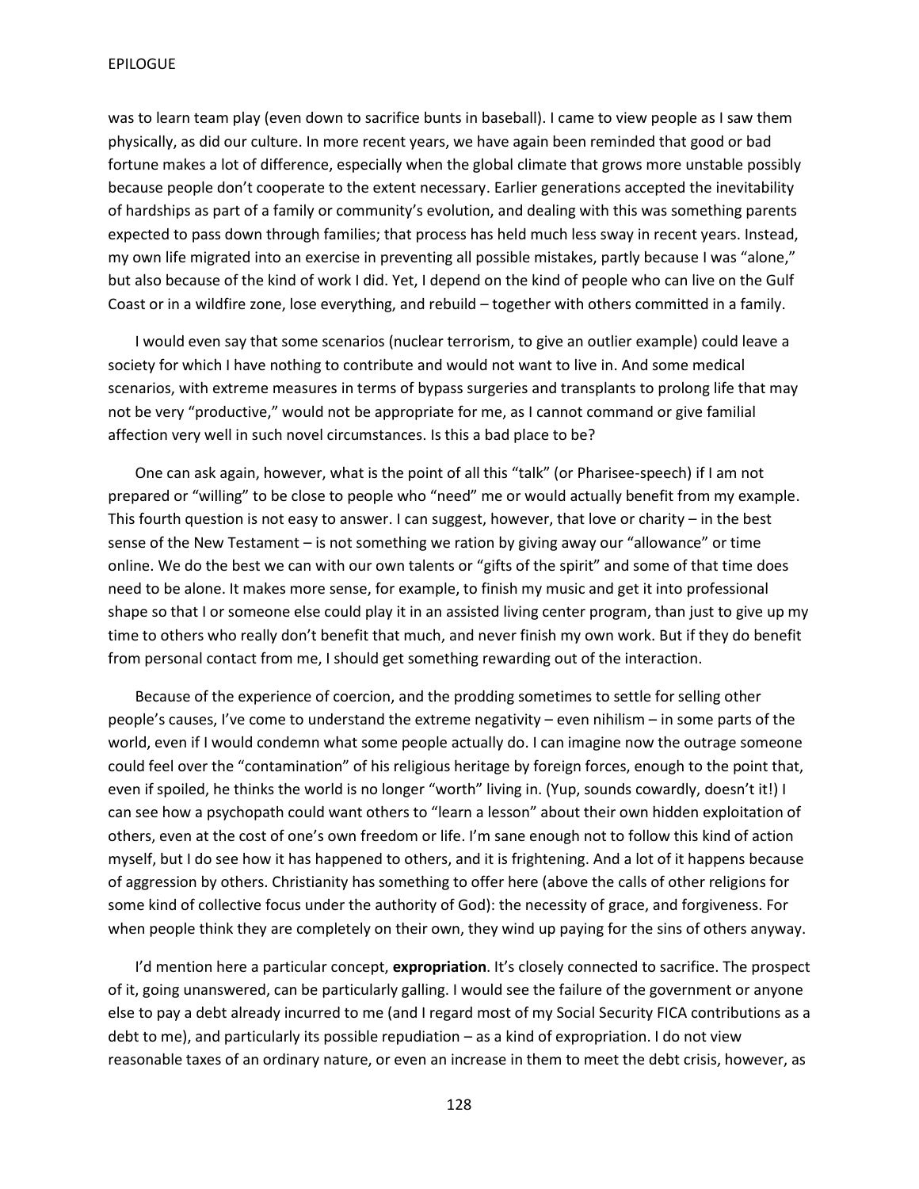was to learn team play (even down to sacrifice bunts in baseball). I came to view people as I saw them physically, as did our culture. In more recent years, we have again been reminded that good or bad fortune makes a lot of difference, especially when the global climate that grows more unstable possibly because people don't cooperate to the extent necessary. Earlier generations accepted the inevitability of hardships as part of a family or community's evolution, and dealing with this was something parents expected to pass down through families; that process has held much less sway in recent years. Instead, my own life migrated into an exercise in preventing all possible mistakes, partly because I was "alone," but also because of the kind of work I did. Yet, I depend on the kind of people who can live on the Gulf Coast or in a wildfire zone, lose everything, and rebuild – together with others committed in a family.

I would even say that some scenarios (nuclear terrorism, to give an outlier example) could leave a society for which I have nothing to contribute and would not want to live in. And some medical scenarios, with extreme measures in terms of bypass surgeries and transplants to prolong life that may not be very "productive," would not be appropriate for me, as I cannot command or give familial affection very well in such novel circumstances. Is this a bad place to be?

One can ask again, however, what is the point of all this "talk" (or Pharisee-speech) if I am not prepared or "willing" to be close to people who "need" me or would actually benefit from my example. This fourth question is not easy to answer. I can suggest, however, that love or charity – in the best sense of the New Testament – is not something we ration by giving away our "allowance" or time online. We do the best we can with our own talents or "gifts of the spirit" and some of that time does need to be alone. It makes more sense, for example, to finish my music and get it into professional shape so that I or someone else could play it in an assisted living center program, than just to give up my time to others who really don't benefit that much, and never finish my own work. But if they do benefit from personal contact from me, I should get something rewarding out of the interaction.

Because of the experience of coercion, and the prodding sometimes to settle for selling other people's causes, I've come to understand the extreme negativity – even nihilism – in some parts of the world, even if I would condemn what some people actually do. I can imagine now the outrage someone could feel over the "contamination" of his religious heritage by foreign forces, enough to the point that, even if spoiled, he thinks the world is no longer "worth" living in. (Yup, sounds cowardly, doesn't it!) I can see how a psychopath could want others to "learn a lesson" about their own hidden exploitation of others, even at the cost of one's own freedom or life. I'm sane enough not to follow this kind of action myself, but I do see how it has happened to others, and it is frightening. And a lot of it happens because of aggression by others. Christianity has something to offer here (above the calls of other religions for some kind of collective focus under the authority of God): the necessity of grace, and forgiveness. For when people think they are completely on their own, they wind up paying for the sins of others anyway.

I'd mention here a particular concept, **expropriation**. It's closely connected to sacrifice. The prospect of it, going unanswered, can be particularly galling. I would see the failure of the government or anyone else to pay a debt already incurred to me (and I regard most of my Social Security FICA contributions as a debt to me), and particularly its possible repudiation – as a kind of expropriation. I do not view reasonable taxes of an ordinary nature, or even an increase in them to meet the debt crisis, however, as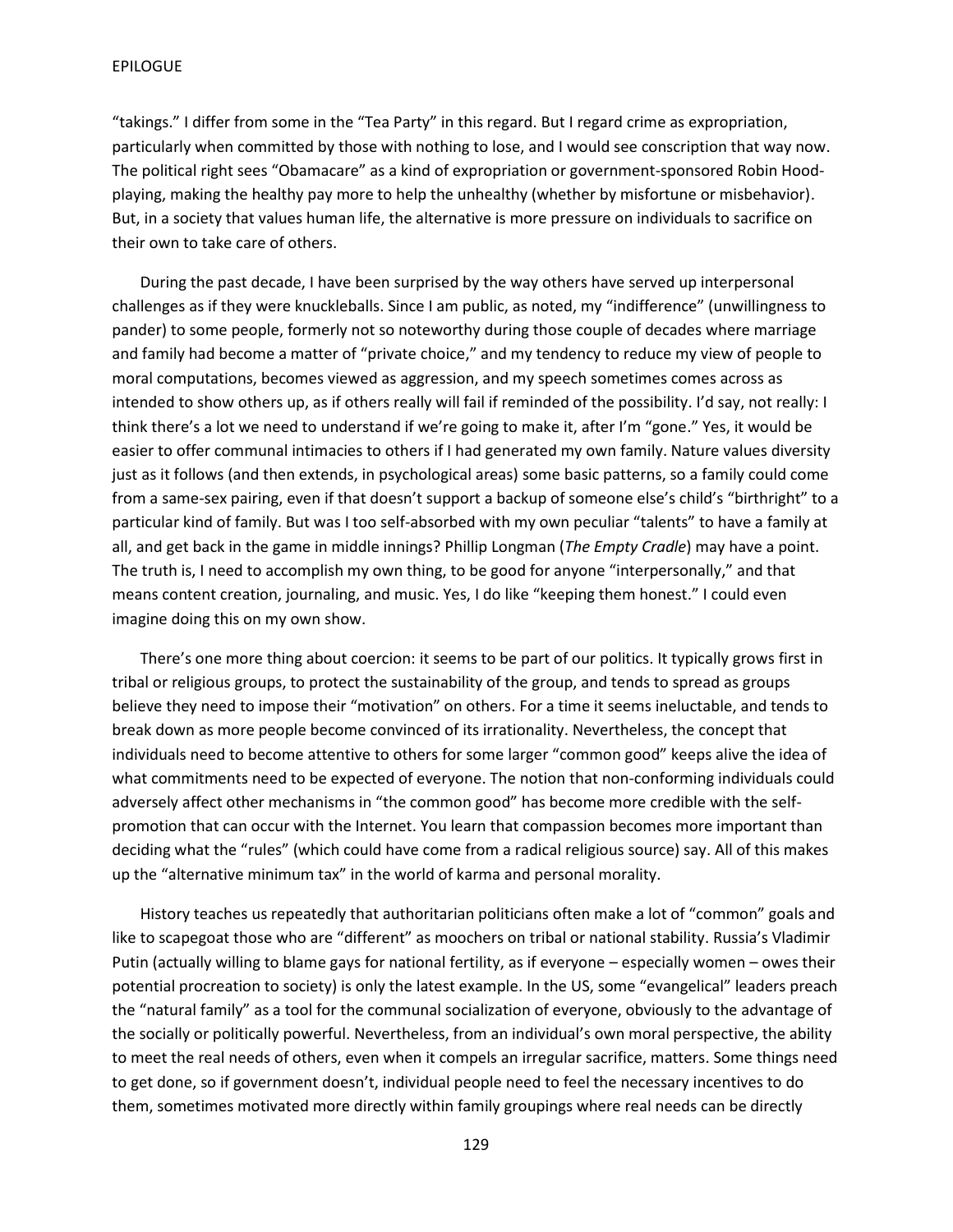"takings." I differ from some in the "Tea Party" in this regard. But I regard crime as expropriation, particularly when committed by those with nothing to lose, and I would see conscription that way now. The political right sees "Obamacare" as a kind of expropriation or government-sponsored Robin Hood-playing, making the healthy pay more to help the unhealthy (whether by misfortune or misbehavior). But, in a society that values human life, the alternative is more pressure on individuals to sacrifice on their own to take care of others.

During the past decade, I have been surprised by the way others have served up interpersonal challenges as if they were knuckleballs. Since I am public, as noted, my "indifference" (unwillingness to pander) to some people, formerly not so noteworthy during those couple of decades where marriage and family had become a matter of "private choice," and my tendency to reduce my view of people to moral computations, becomes viewed as aggression, and my speech sometimes comes across as intended to show others up, as if others really will fail if reminded of the possibility. I'd say, not really: I think there's a lot we need to understand if we're going to make it, after I'm "gone." Yes, it would be easier to offer communal intimacies to others if I had generated my own family. Nature values diversity just as it follows (and then extends, in psychological areas) some basic patterns, so a family could come from a same-sex pairing, even if that doesn't support a backup of someone else's child's "birthright" to a particular kind of family. But was I too self-absorbed with my own peculiar "talents" to have a family at all, and get back in the game in middle innings? Phillip Longman (*The Empty Cradle*) may have a point. The truth is, I need to accomplish my own thing, to be good for anyone "interpersonally," and that means content creation, journaling, and music. Yes, I do like "keeping them honest." I could even imagine doing this on my own show.

There's one more thing about coercion: it seems to be part of our politics. It typically grows first in tribal or religious groups, to protect the sustainability of the group, and tends to spread as groups believe they need to impose their "motivation" on others. For a time it seems ineluctable, and tends to break down as more people become convinced of its irrationality. Nevertheless, the concept that individuals need to become attentive to others for some larger "common good" keeps alive the idea of what commitments need to be expected of everyone. The notion that non-conforming individuals could adversely affect other mechanisms in "the common good" has become more credible with the self-promotion that can occur with the Internet. You learn that compassion becomes more important than deciding what the "rules" (which could have come from a radical religious source) say. All of this makes up the "alternative minimum tax" in the world of karma and personal morality.

History teaches us repeatedly that authoritarian politicians often make a lot of "common" goals and like to scapegoat those who are "different" as moochers on tribal or national stability. Russia's Vladimir Putin (actually willing to blame gays for national fertility, as if everyone – especially women – owes their potential procreation to society) is only the latest example. In the US, some "evangelical" leaders preach the "natural family" as a tool for the communal socialization of everyone, obviously to the advantage of the socially or politically powerful. Nevertheless, from an individual's own moral perspective, the ability to meet the real needs of others, even when it compels an irregular sacrifice, matters. Some things need to get done, so if government doesn't, individual people need to feel the necessary incentives to do them, sometimes motivated more directly within family groupings where real needs can be directly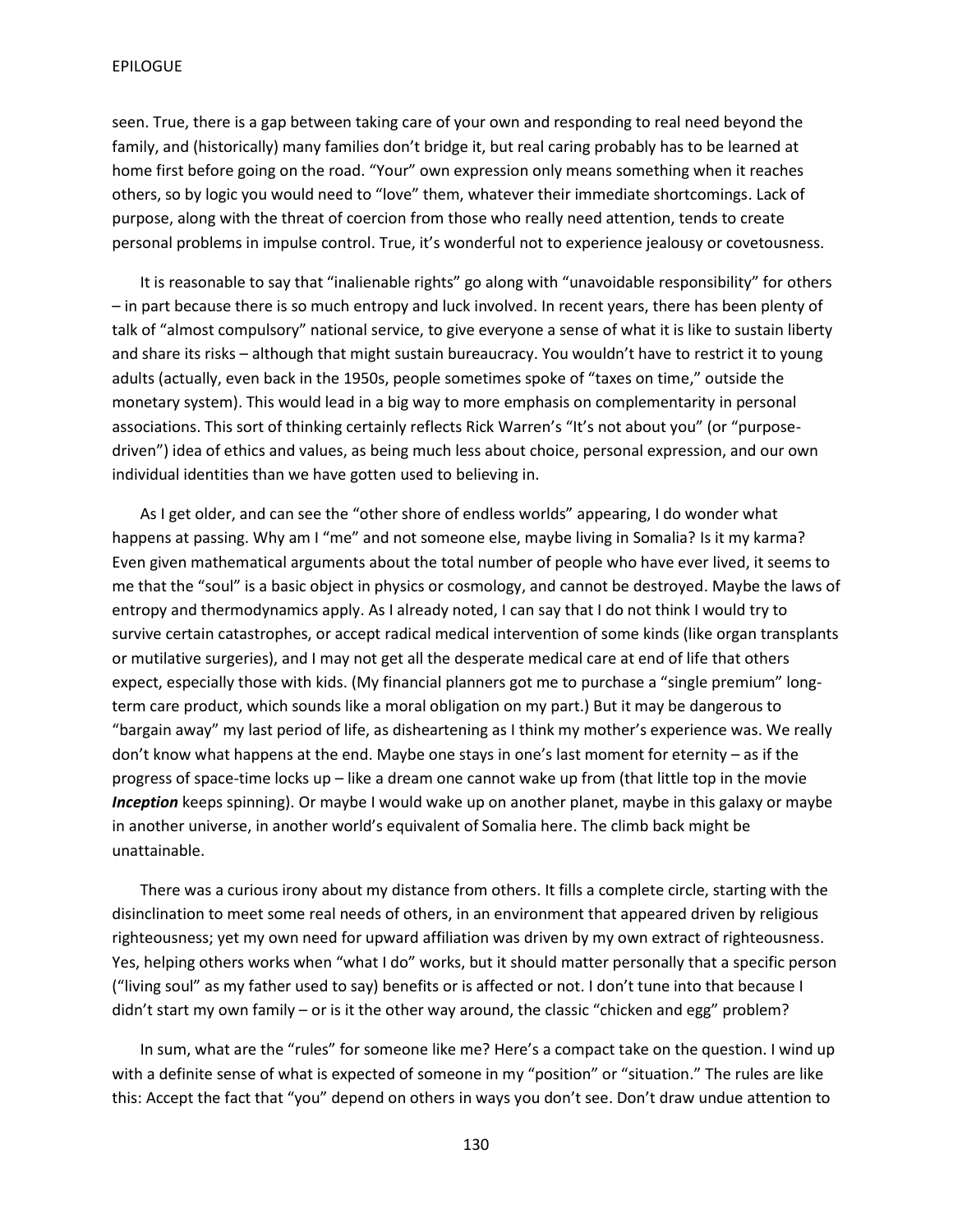seen. True, there is a gap between taking care of your own and responding to real need beyond the family, and (historically) many families don't bridge it, but real caring probably has to be learned at home first before going on the road. "Your" own expression only means something when it reaches others, so by logic you would need to "love" them, whatever their immediate shortcomings. Lack of purpose, along with the threat of coercion from those who really need attention, tends to create personal problems in impulse control. True, it's wonderful not to experience jealousy or covetousness.

It is reasonable to say that "inalienable rights" go along with "unavoidable responsibility" for others – in part because there is so much entropy and luck involved. In recent years, there has been plenty of talk of "almost compulsory" national service, to give everyone a sense of what it is like to sustain liberty and share its risks – although that might sustain bureaucracy. You wouldn't have to restrict it to young adults (actually, even back in the 1950s, people sometimes spoke of "taxes on time," outside the monetary system). This would lead in a big way to more emphasis on complementarity in personal associations. This sort of thinking certainly reflects Rick Warren's "It's not about you" (or "purpose-driven") idea of ethics and values, as being much less about choice, personal expression, and our own individual identities than we have gotten used to believing in.

As I get older, and can see the "other shore of endless worlds" appearing, I do wonder what happens at passing. Why am I "me" and not someone else, maybe living in Somalia? Is it my karma? Even given mathematical arguments about the total number of people who have ever lived, it seems to me that the "soul" is a basic object in physics or cosmology, and cannot be destroyed. Maybe the laws of entropy and thermodynamics apply. As I already noted, I can say that I do not think I would try to survive certain catastrophes, or accept radical medical intervention of some kinds (like organ transplants or mutilative surgeries), and I may not get all the desperate medical care at end of life that others expect, especially those with kids. (My financial planners got me to purchase a "single premium" long-term care product, which sounds like a moral obligation on my part.) But it may be dangerous to "bargain away" my last period of life, as disheartening as I think my mother's experience was. We really don't know what happens at the end. Maybe one stays in one's last moment for eternity – as if the progress of space-time locks up – like a dream one cannot wake up from (that little top in the movie ***Inception*** keeps spinning). Or maybe I would wake up on another planet, maybe in this galaxy or maybe in another universe, in another world's equivalent of Somalia here. The climb back might be unattainable.

There was a curious irony about my distance from others. It fills a complete circle, starting with the disinclination to meet some real needs of others, in an environment that appeared driven by religious righteousness; yet my own need for upward affiliation was driven by my own extract of righteousness. Yes, helping others works when "what I do" works, but it should matter personally that a specific person ("living soul" as my father used to say) benefits or is affected or not. I don't tune into that because I didn't start my own family – or is it the other way around, the classic "chicken and egg" problem?

In sum, what are the "rules" for someone like me? Here's a compact take on the question. I wind up with a definite sense of what is expected of someone in my "position" or "situation." The rules are like this: Accept the fact that "you" depend on others in ways you don't see. Don't draw undue attention to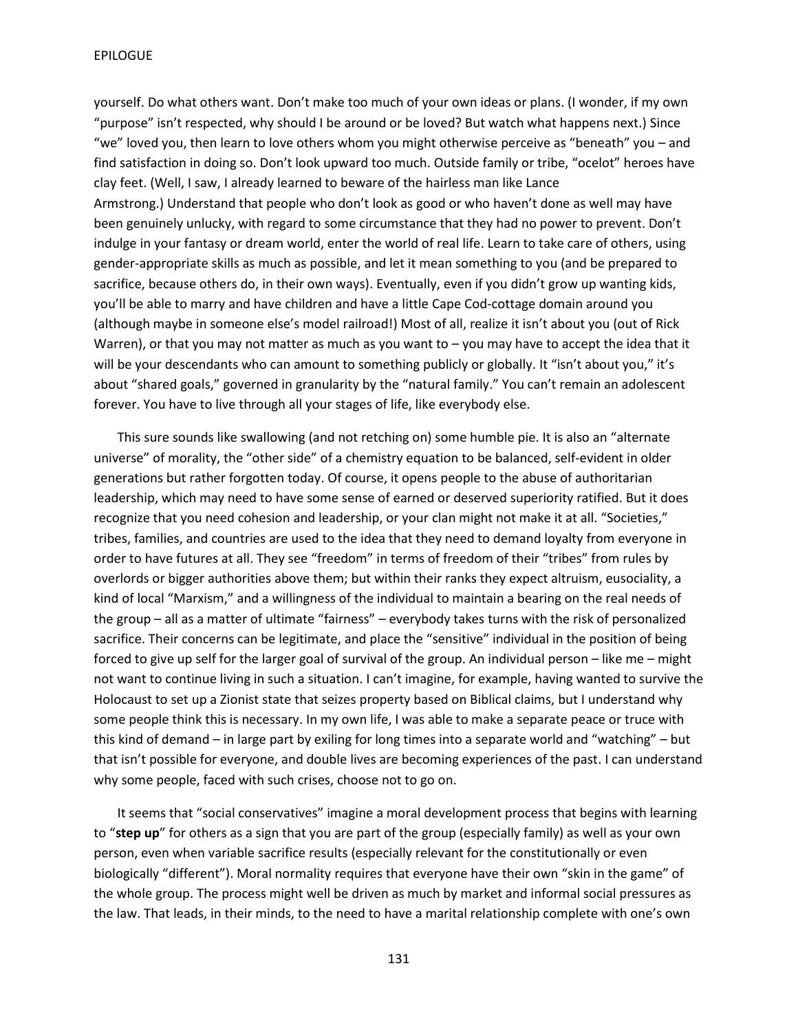yourself. Do what others want. Don't make too much of your own ideas or plans. (I wonder, if my own "purpose" isn't respected, why should I be around or be loved? But watch what happens next.) Since "we" loved you, then learn to love others whom you might otherwise perceive as "beneath" you – and find satisfaction in doing so. Don't look upward too much. Outside family or tribe, "ocelot" heroes have clay feet. (Well, I saw, I already learned to beware of the hairless man like Lance Armstrong.) Understand that people who don't look as good or who haven't done as well may have been genuinely unlucky, with regard to some circumstance that they had no power to prevent. Don't indulge in your fantasy or dream world, enter the world of real life. Learn to take care of others, using gender-appropriate skills as much as possible, and let it mean something to you (and be prepared to sacrifice, because others do, in their own ways). Eventually, even if you didn't grow up wanting kids, you'll be able to marry and have children and have a little Cape Cod-cottage domain around you (although maybe in someone else's model railroad!) Most of all, realize it isn't about you (out of Rick Warren), or that you may not matter as much as you want to – you may have to accept the idea that it will be your descendants who can amount to something publicly or globally. It "isn't about you," it's about "shared goals," governed in granularity by the "natural family." You can't remain an adolescent forever. You have to live through all your stages of life, like everybody else.

This sure sounds like swallowing (and not retching on) some humble pie. It is also an "alternate universe" of morality, the "other side" of a chemistry equation to be balanced, self-evident in older generations but rather forgotten today. Of course, it opens people to the abuse of authoritarian leadership, which may need to have some sense of earned or deserved superiority ratified. But it does recognize that you need cohesion and leadership, or your clan might not make it at all. "Societies," tribes, families, and countries are used to the idea that they need to demand loyalty from everyone in order to have futures at all. They see "freedom" in terms of freedom of their "tribes" from rules by overlords or bigger authorities above them; but within their ranks they expect altruism, eusociality, a kind of local "Marxism," and a willingness of the individual to maintain a bearing on the real needs of the group – all as a matter of ultimate "fairness" – everybody takes turns with the risk of personalized sacrifice. Their concerns can be legitimate, and place the "sensitive" individual in the position of being forced to give up self for the larger goal of survival of the group. An individual person – like me – might not want to continue living in such a situation. I can't imagine, for example, having wanted to survive the Holocaust to set up a Zionist state that seizes property based on Biblical claims, but I understand why some people think this is necessary. In my own life, I was able to make a separate peace or truce with this kind of demand – in large part by exiling for long times into a separate world and "watching" – but that isn't possible for everyone, and double lives are becoming experiences of the past. I can understand why some people, faced with such crises, choose not to go on.

It seems that "social conservatives" imagine a moral development process that begins with learning to "**step up**" for others as a sign that you are part of the group (especially family) as well as your own person, even when variable sacrifice results (especially relevant for the constitutionally or even biologically "different"). Moral normality requires that everyone have their own "skin in the game" of the whole group. The process might well be driven as much by market and informal social pressures as the law. That leads, in their minds, to the need to have a marital relationship complete with one's own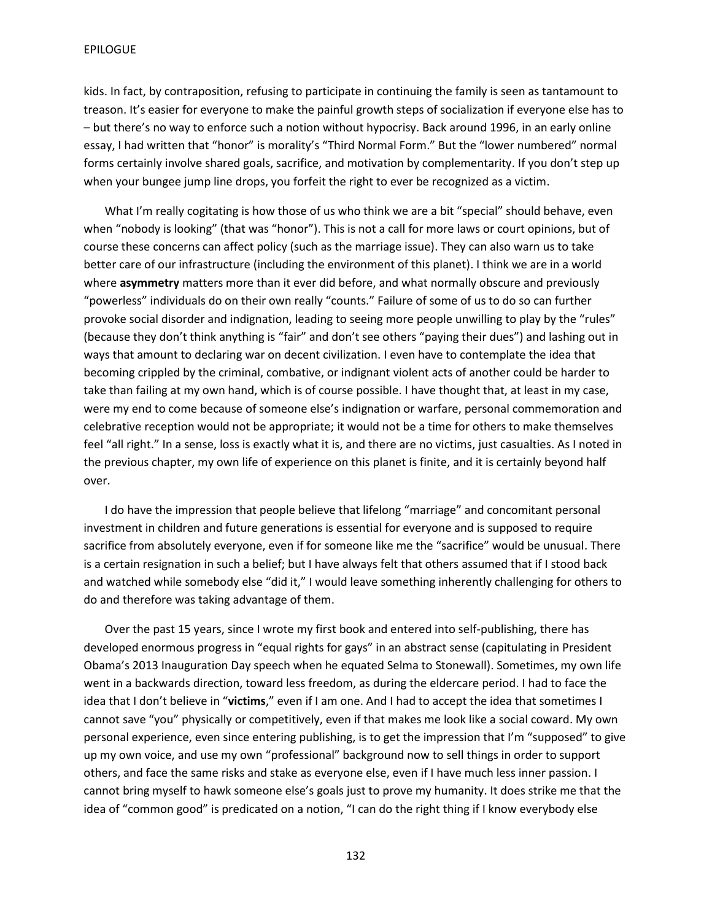kids. In fact, by contraposition, refusing to participate in continuing the family is seen as tantamount to treason. It's easier for everyone to make the painful growth steps of socialization if everyone else has to – but there's no way to enforce such a notion without hypocrisy. Back around 1996, in an early online essay, I had written that "honor" is morality's "Third Normal Form." But the "lower numbered" normal forms certainly involve shared goals, sacrifice, and motivation by complementarity. If you don't step up when your bungee jump line drops, you forfeit the right to ever be recognized as a victim.

What I'm really cogitating is how those of us who think we are a bit "special" should behave, even when "nobody is looking" (that was "honor"). This is not a call for more laws or court opinions, but of course these concerns can affect policy (such as the marriage issue). They can also warn us to take better care of our infrastructure (including the environment of this planet). I think we are in a world where **asymmetry** matters more than it ever did before, and what normally obscure and previously "powerless" individuals do on their own really "counts." Failure of some of us to do so can further provoke social disorder and indignation, leading to seeing more people unwilling to play by the "rules" (because they don't think anything is "fair" and don't see others "paying their dues") and lashing out in ways that amount to declaring war on decent civilization. I even have to contemplate the idea that becoming crippled by the criminal, combative, or indignant violent acts of another could be harder to take than failing at my own hand, which is of course possible. I have thought that, at least in my case, were my end to come because of someone else's indignation or warfare, personal commemoration and celebrative reception would not be appropriate; it would not be a time for others to make themselves feel "all right." In a sense, loss is exactly what it is, and there are no victims, just casualties. As I noted in the previous chapter, my own life of experience on this planet is finite, and it is certainly beyond half over.

I do have the impression that people believe that lifelong "marriage" and concomitant personal investment in children and future generations is essential for everyone and is supposed to require sacrifice from absolutely everyone, even if for someone like me the "sacrifice" would be unusual. There is a certain resignation in such a belief; but I have always felt that others assumed that if I stood back and watched while somebody else "did it," I would leave something inherently challenging for others to do and therefore was taking advantage of them.

Over the past 15 years, since I wrote my first book and entered into self-publishing, there has developed enormous progress in "equal rights for gays" in an abstract sense (capitulating in President Obama's 2013 Inauguration Day speech when he equated Selma to Stonewall). Sometimes, my own life went in a backwards direction, toward less freedom, as during the eldercare period. I had to face the idea that I don't believe in "**victims**," even if I am one. And I had to accept the idea that sometimes I cannot save "you" physically or competitively, even if that makes me look like a social coward. My own personal experience, even since entering publishing, is to get the impression that I'm "supposed" to give up my own voice, and use my own "professional" background now to sell things in order to support others, and face the same risks and stake as everyone else, even if I have much less inner passion. I cannot bring myself to hawk someone else's goals just to prove my humanity. It does strike me that the idea of "common good" is predicated on a notion, "I can do the right thing if I know everybody else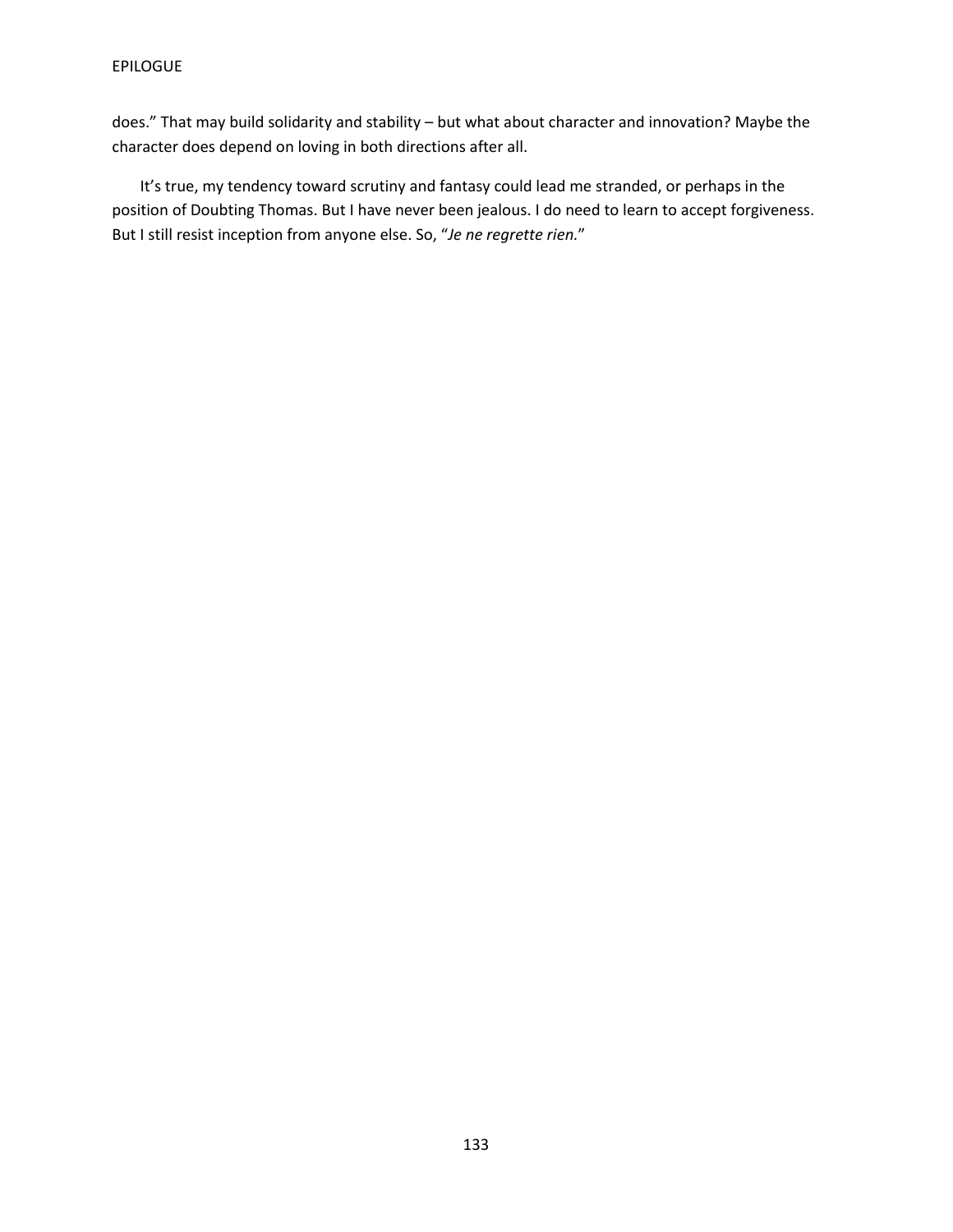does.” That may build solidarity and stability – but what about character and innovation? Maybe the character does depend on loving in both directions after all.

It’s true, my tendency toward scrutiny and fantasy could lead me stranded, or perhaps in the position of Doubting Thomas. But I have never been jealous. I do need to learn to accept forgiveness. But I still resist inception from anyone else. So, “*Je ne regrette rien.*”